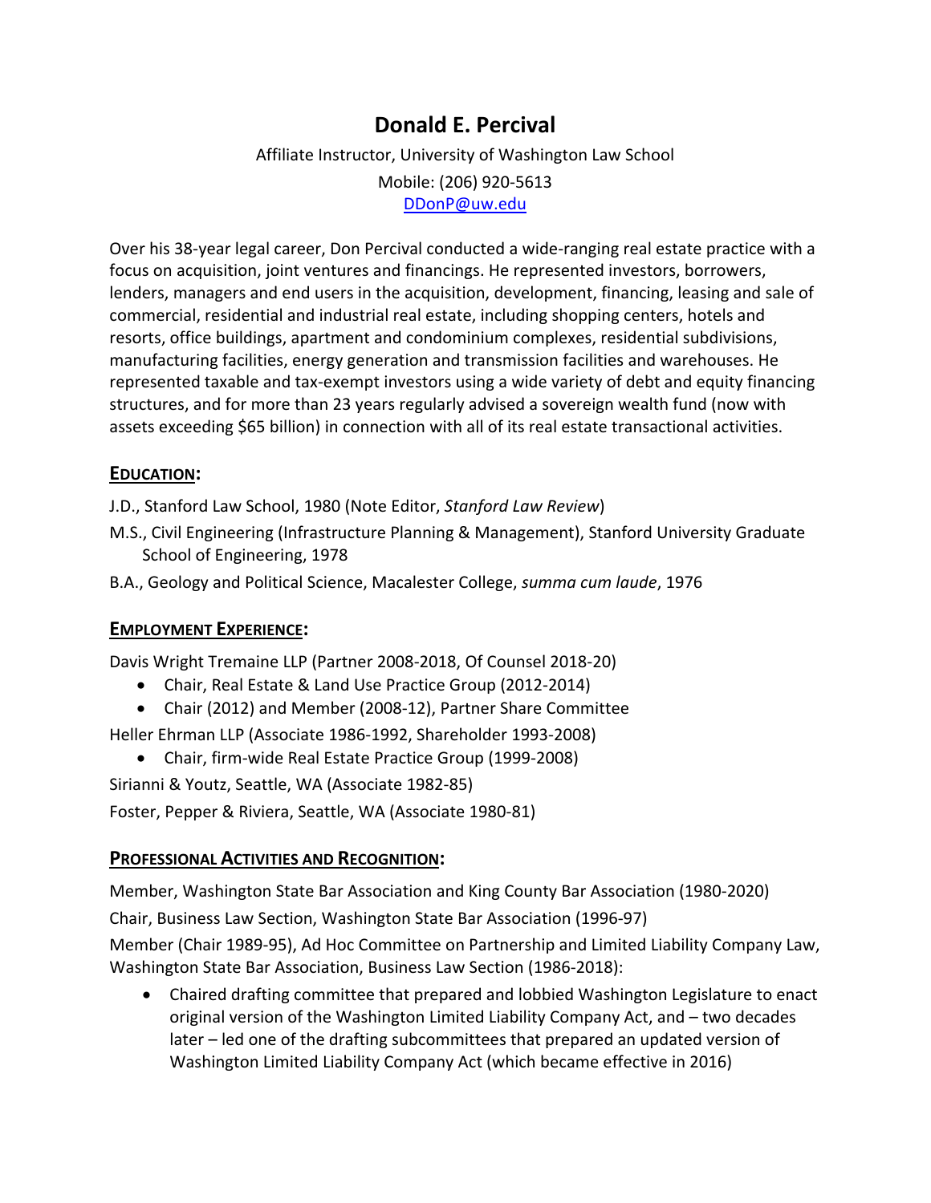# Donald E. Percival

Affiliate Instructor, University of Washington Law School

Mobile: (206) 920-5613

[DDonP@uw.edu](mailto:DDonP@uw.edu)

Over his 38-year legal career, Don Percival conducted a wide-ranging real estate practice with a focus on acquisition, joint ventures and financings. He represented investors, borrowers, lenders, managers and end users in the acquisition, development, financing, leasing and sale of commercial, residential and industrial real estate, including shopping centers, hotels and resorts, office buildings, apartment and condominium complexes, residential subdivisions, manufacturing facilities, energy generation and transmission facilities and warehouses. He represented taxable and tax-exempt investors using a wide variety of debt and equity financing structures, and for more than 23 years regularly advised a sovereign wealth fund (now with assets exceeding $65 billion) in connection with all of its real estate transactional activities.

## EDUCATION:

J.D., Stanford Law School, 1980 (Note Editor, *Stanford Law Review*)

M.S., Civil Engineering (Infrastructure Planning & Management), Stanford University Graduate School of Engineering, 1978

B.A., Geology and Political Science, Macalester College, *summa cum laude*, 1976

## EMPLOYMENT EXPERIENCE:

Davis Wright Tremaine LLP (Partner 2008-2018, Of Counsel 2018-20)

- Chair, Real Estate & Land Use Practice Group (2012-2014)
- Chair (2012) and Member (2008-12), Partner Share Committee

Heller Ehrman LLP (Associate 1986-1992, Shareholder 1993-2008)

- Chair, firm-wide Real Estate Practice Group (1999-2008)

Sirianni & Youtz, Seattle, WA (Associate 1982-85)

Foster, Pepper & Riviera, Seattle, WA (Associate 1980-81)

## PROFESSIONAL ACTIVITIES AND RECOGNITION:

Member, Washington State Bar Association and King County Bar Association (1980-2020)

Chair, Business Law Section, Washington State Bar Association (1996-97)

Member (Chair 1989-95), Ad Hoc Committee on Partnership and Limited Liability Company Law, Washington State Bar Association, Business Law Section (1986-2018):

- Chaired drafting committee that prepared and lobbied Washington Legislature to enact original version of the Washington Limited Liability Company Act, and – two decades later – led one of the drafting subcommittees that prepared an updated version of Washington Limited Liability Company Act (which became effective in 2016)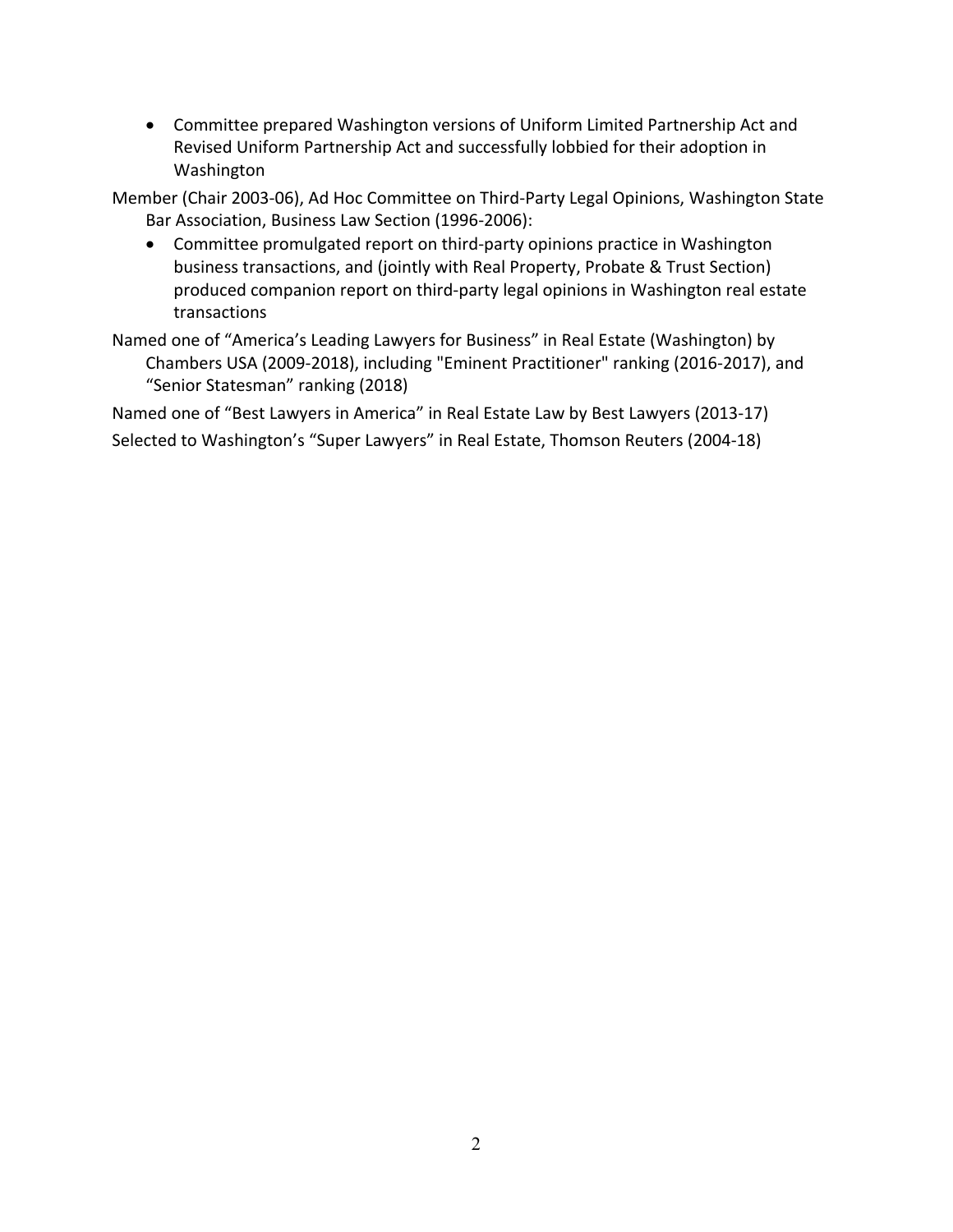- Committee prepared Washington versions of Uniform Limited Partnership Act and Revised Uniform Partnership Act and successfully lobbied for their adoption in Washington

Member (Chair 2003-06), Ad Hoc Committee on Third-Party Legal Opinions, Washington State Bar Association, Business Law Section (1996-2006):

- Committee promulgated report on third-party opinions practice in Washington business transactions, and (jointly with Real Property, Probate & Trust Section) produced companion report on third-party legal opinions in Washington real estate transactions

Named one of "America's Leading Lawyers for Business" in Real Estate (Washington) by Chambers USA (2009-2018), including "Eminent Practitioner" ranking (2016-2017), and "Senior Statesman" ranking (2018)

Named one of "Best Lawyers in America" in Real Estate Law by Best Lawyers (2013-17)

Selected to Washington's "Super Lawyers" in Real Estate, Thomson Reuters (2004-18)